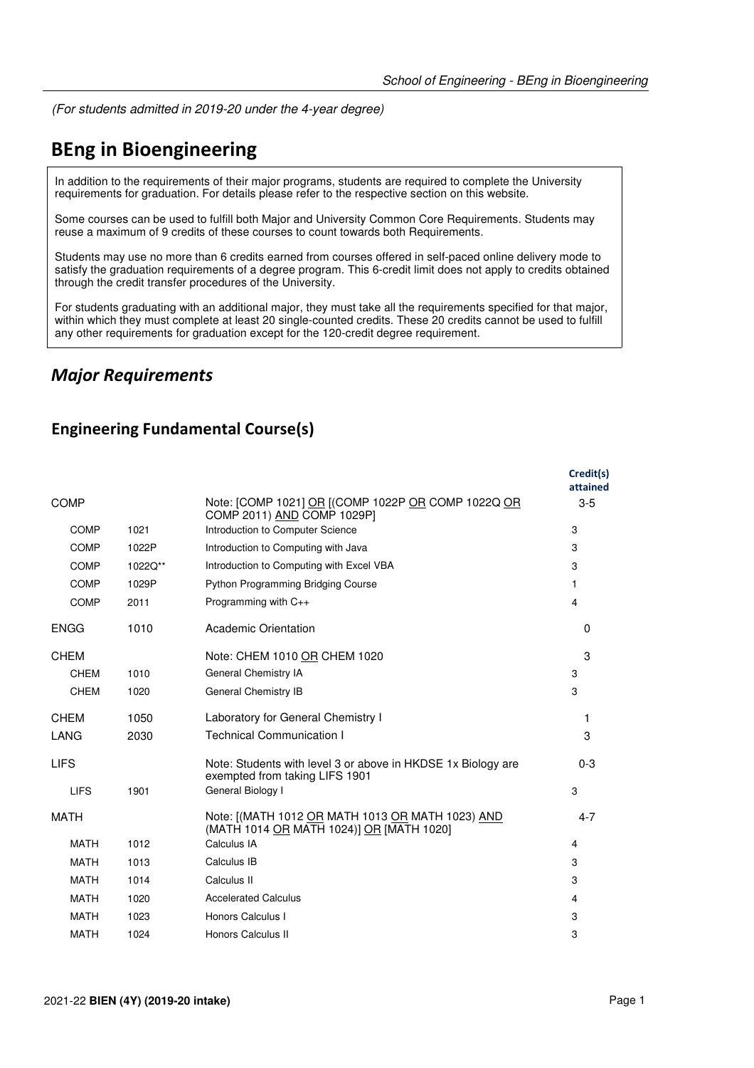*(For students admitted in 2019-20 under the 4-year degree)*

# BEng in Bioengineering

In addition to the requirements of their major programs, students are required to complete the University requirements for graduation. For details please refer to the respective section on this website.

Some courses can be used to fulfill both Major and University Common Core Requirements. Students may reuse a maximum of 9 credits of these courses to count towards both Requirements.

Students may use no more than 6 credits earned from courses offered in self-paced online delivery mode to satisfy the graduation requirements of a degree program. This 6-credit limit does not apply to credits obtained through the credit transfer procedures of the University.

For students graduating with an additional major, they must take all the requirements specified for that major, within which they must complete at least 20 single-counted credits. These 20 credits cannot be used to fulfill any other requirements for graduation except for the 120-credit degree requirement.

## *Major Requirements*

### Engineering Fundamental Course(s)

| | | | Credit(s) attained |
|---|---|---|---|
| COMP | | Note: [COMP 1021] OR [(COMP 1022P OR COMP 1022Q OR COMP 2011) AND COMP 1029P] | 3-5 |
| COMP | 1021 | Introduction to Computer Science | 3 |
| COMP | 1022P | Introduction to Computing with Java | 3 |
| COMP | 1022Q** | Introduction to Computing with Excel VBA | 3 |
| COMP | 1029P | Python Programming Bridging Course | 1 |
| COMP | 2011 | Programming with C++ | 4 |
| ENGG | 1010 | Academic Orientation | 0 |
| CHEM | | Note: CHEM 1010 OR CHEM 1020 | 3 |
| CHEM | 1010 | General Chemistry IA | 3 |
| CHEM | 1020 | General Chemistry IB | 3 |
| CHEM | 1050 | Laboratory for General Chemistry I | 1 |
| LANG | 2030 | Technical Communication I | 3 |
| LIFS | | Note: Students with level 3 or above in HKDSE 1x Biology are exempted from taking LIFS 1901 | 0-3 |
| LIFS | 1901 | General Biology I | 3 |
| MATH | | Note: [(MATH 1012 OR MATH 1013 OR MATH 1023) AND (MATH 1014 OR MATH 1024)] OR [MATH 1020] | 4-7 |
| MATH | 1012 | Calculus IA | 4 |
| MATH | 1013 | Calculus IB | 3 |
| MATH | 1014 | Calculus II | 3 |
| MATH | 1020 | Accelerated Calculus | 4 |
| MATH | 1023 | Honors Calculus I | 3 |
| MATH | 1024 | Honors Calculus II | 3 |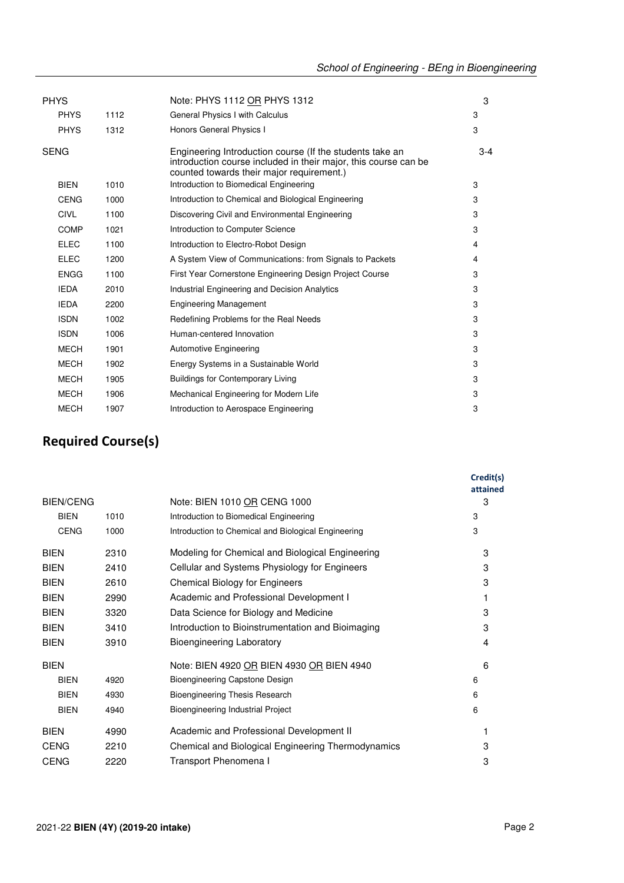| | | | |
|---|---|---|---|
| PHYS | | Note: PHYS 1112 OR PHYS 1312 | 3 |
| PHYS | 1112 | General Physics I with Calculus | 3 |
| PHYS | 1312 | Honors General Physics I | 3 |
| SENG | | Engineering Introduction course (If the students take an introduction course included in their major, this course can be counted towards their major requirement.) | 3-4 |
| BIEN | 1010 | Introduction to Biomedical Engineering | 3 |
| CENG | 1000 | Introduction to Chemical and Biological Engineering | 3 |
| CIVL | 1100 | Discovering Civil and Environmental Engineering | 3 |
| COMP | 1021 | Introduction to Computer Science | 3 |
| ELEC | 1100 | Introduction to Electro-Robot Design | 4 |
| ELEC | 1200 | A System View of Communications: from Signals to Packets | 4 |
| ENGG | 1100 | First Year Cornerstone Engineering Design Project Course | 3 |
| IEDA | 2010 | Industrial Engineering and Decision Analytics | 3 |
| IEDA | 2200 | Engineering Management | 3 |
| ISDN | 1002 | Redefining Problems for the Real Needs | 3 |
| ISDN | 1006 | Human-centered Innovation | 3 |
| MECH | 1901 | Automotive Engineering | 3 |
| MECH | 1902 | Energy Systems in a Sustainable World | 3 |
| MECH | 1905 | Buildings for Contemporary Living | 3 |
| MECH | 1906 | Mechanical Engineering for Modern Life | 3 |
| MECH | 1907 | Introduction to Aerospace Engineering | 3 |

## Required Course(s)

| | | | Credit(s) attained |
|---|---|---|---|
| BIEN/CENG | | Note: BIEN 1010 OR CENG 1000 | 3 |
| BIEN | 1010 | Introduction to Biomedical Engineering | 3 |
| CENG | 1000 | Introduction to Chemical and Biological Engineering | 3 |
| BIEN | 2310 | Modeling for Chemical and Biological Engineering | 3 |
| BIEN | 2410 | Cellular and Systems Physiology for Engineers | 3 |
| BIEN | 2610 | Chemical Biology for Engineers | 3 |
| BIEN | 2990 | Academic and Professional Development I | 1 |
| BIEN | 3320 | Data Science for Biology and Medicine | 3 |
| BIEN | 3410 | Introduction to Bioinstrumentation and Bioimaging | 3 |
| BIEN | 3910 | Bioengineering Laboratory | 4 |
| BIEN | | Note: BIEN 4920 OR BIEN 4930 OR BIEN 4940 | 6 |
| BIEN | 4920 | Bioengineering Capstone Design | 6 |
| BIEN | 4930 | Bioengineering Thesis Research | 6 |
| BIEN | 4940 | Bioengineering Industrial Project | 6 |
| BIEN | 4990 | Academic and Professional Development II | 1 |
| CENG | 2210 | Chemical and Biological Engineering Thermodynamics | 3 |
| CENG | 2220 | Transport Phenomena I | 3 |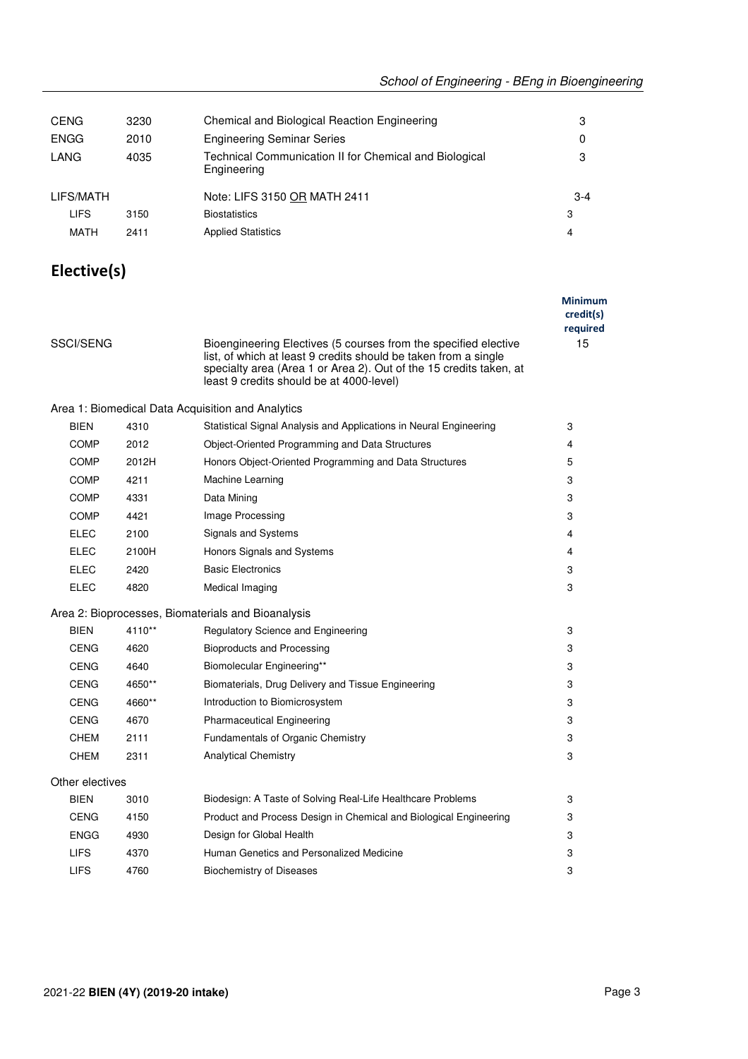| | | | |
|---|---|---|---|
| CENG | 3230 | Chemical and Biological Reaction Engineering | 3 |
| ENGG | 2010 | Engineering Seminar Series | 0 |
| LANG | 4035 | Technical Communication II for Chemical and Biological Engineering | 3 |
| LIFS/MATH | | Note: LIFS 3150 OR MATH 2411 | 3-4 |
| LIFS | 3150 | Biostatistics | 3 |
| MATH | 2411 | Applied Statistics | 4 |

## Elective(s)

| | | | Minimum credit(s) required |
|---|---|---|---|
| SSCI/SENG | | Bioengineering Electives (5 courses from the specified elective list, of which at least 9 credits should be taken from a single specialty area (Area 1 or Area 2). Out of the 15 credits taken, at least 9 credits should be at 4000-level) | 15 |

Area 1: Biomedical Data Acquisition and Analytics

| | | | |
|---|---|---|---|
| BIEN | 4310 | Statistical Signal Analysis and Applications in Neural Engineering | 3 |
| COMP | 2012 | Object-Oriented Programming and Data Structures | 4 |
| COMP | 2012H | Honors Object-Oriented Programming and Data Structures | 5 |
| COMP | 4211 | Machine Learning | 3 |
| COMP | 4331 | Data Mining | 3 |
| COMP | 4421 | Image Processing | 3 |
| ELEC | 2100 | Signals and Systems | 4 |
| ELEC | 2100H | Honors Signals and Systems | 4 |
| ELEC | 2420 | Basic Electronics | 3 |
| ELEC | 4820 | Medical Imaging | 3 |

Area 2: Bioprocesses, Biomaterials and Bioanalysis

| | | | |
|---|---|---|---|
| BIEN | 4110** | Regulatory Science and Engineering | 3 |
| CENG | 4620 | Bioproducts and Processing | 3 |
| CENG | 4640 | Biomolecular Engineering** | 3 |
| CENG | 4650** | Biomaterials, Drug Delivery and Tissue Engineering | 3 |
| CENG | 4660** | Introduction to Biomicrosystem | 3 |
| CENG | 4670 | Pharmaceutical Engineering | 3 |
| CHEM | 2111 | Fundamentals of Organic Chemistry | 3 |
| CHEM | 2311 | Analytical Chemistry | 3 |

Other electives

| | | | |
|---|---|---|---|
| BIEN | 3010 | Biodesign: A Taste of Solving Real-Life Healthcare Problems | 3 |
| CENG | 4150 | Product and Process Design in Chemical and Biological Engineering | 3 |
| ENGG | 4930 | Design for Global Health | 3 |
| LIFS | 4370 | Human Genetics and Personalized Medicine | 3 |
| LIFS | 4760 | Biochemistry of Diseases | 3 |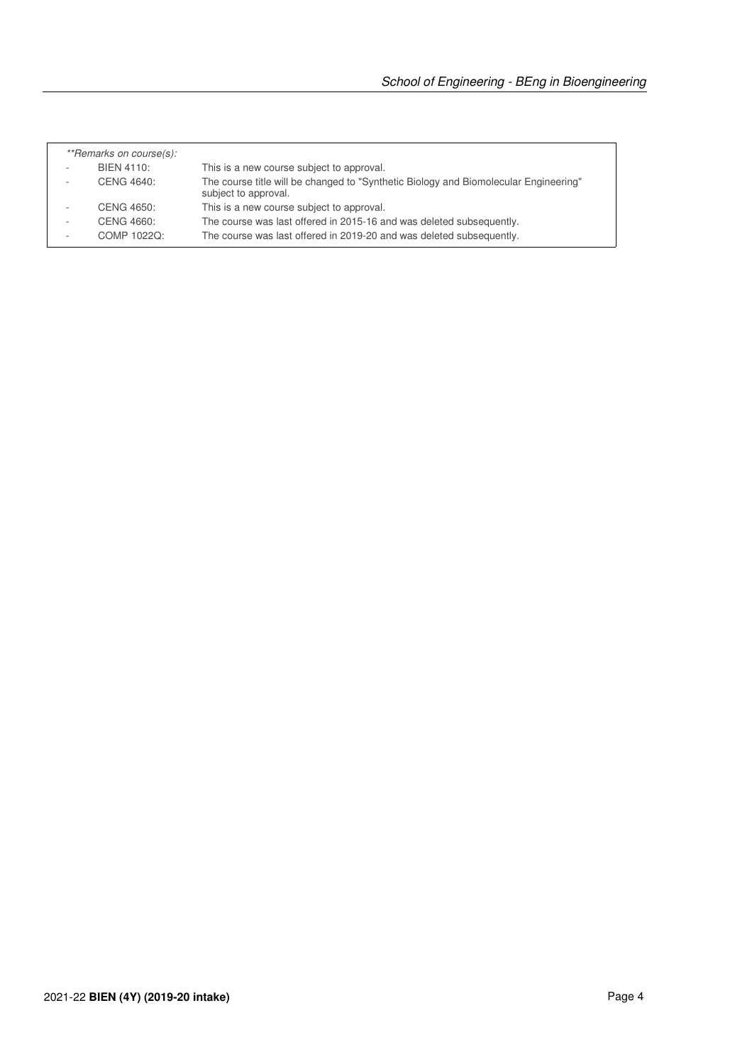*\*\*Remarks on course(s):*

- BIEN 4110: This is a new course subject to approval.
- CENG 4640: The course title will be changed to "Synthetic Biology and Biomolecular Engineering" subject to approval.
- CENG 4650: This is a new course subject to approval.
- CENG 4660: The course was last offered in 2015-16 and was deleted subsequently.
- COMP 1022Q: The course was last offered in 2019-20 and was deleted subsequently.